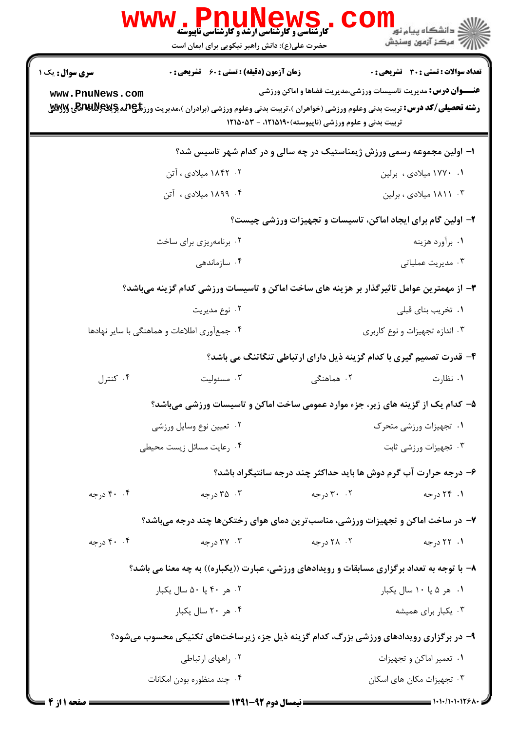**کارشناسی و کارشناسی ارشد و کارشناسی ناپیوسته**

حضرت علی(ع): دانش راهبر نیکویی برای ایمان است

دانشگاه پیام نور
مرکز آزمون وسنجش

**سری سوال:** یک ۱ | **زمان آزمون (دقیقه) : تستی : ۶۰ تشریحی : ۰** | **تعداد سوالات : تستی : ۳۰ تشریحی : ۰**

**عنـــوان درس:** مدیریت تاسیسات ورزشی،مدیریت فضاها و اماکن ورزشی

**رشته تحصیلی/کد درس:** تربیت بدنی وعلوم ورزشی (خواهران )،تربیت بدنی وعلوم ورزشی (برادران )،مدیریت ورزشی،مدیریت فضاها های ورزشی تربیت بدنی و علوم ورزشی (ناپیوسته)۱۲۱۵۱۹۰، - ۱۲۱۵۰۵۳

**۱- اولین مجموعه رسمی ورزش ژیمناستیک در چه سالی و در کدام شهر تاسیس شد؟**

۱. ۱۷۷۰ میلادی ، برلین
۲. ۱۸۴۲ میلادی ، آتن
۳. ۱۸۱۱ میلادی ، برلین
۴. ۱۸۹۹ میلادی ، آتن

**۲- اولین گام برای ایجاد اماکن، تاسیسات و تجهیزات ورزشی چیست؟**

۱. برآورد هزینه
۲. برنامه‌ریزی برای ساخت
۳. مدیریت عملیاتی
۴. سازماندهی

**۳- از مهمترین عوامل تاثیرگذار بر هزینه های ساخت اماکن و تاسیسات ورزشی کدام گزینه می‌باشد؟**

۱. تخریب بنای قبلی
۲. نوع مدیریت
۳. اندازه تجهیزات و نوع کاربری
۴. جمع‌آوری اطلاعات و هماهنگی با سایر نهادها

**۴- قدرت تصمیم گیری با کدام گزینه ذیل دارای ارتباطی تنگاتنگ می باشد؟**

۱. نظارت
۲. هماهنگی
۳. مسئولیت
۴. کنترل

**۵- کدام یک از گزینه های زیر، جزء موارد عمومی ساخت اماکن و تاسیسات ورزشی می‌باشد؟**

۱. تجهیزات ورزشی متحرک
۲. تعیین نوع وسایل ورزشی
۳. تجهیزات ورزشی ثابت
۴. رعایت مسائل زیست محیطی

**۶- درجه حرارت آب گرم دوش ها باید حداکثر چند درجه سانتیگراد باشد؟**

۱. ۲۴ درجه
۲. ۳۰ درجه
۳. ۳۵ درجه
۴. ۴۰ درجه

**۷- در ساخت اماکن و تجهیزات ورزشی، مناسب‌ترین دمای هوای رختکن‌ها چند درجه می‌باشد؟**

۱. ۲۲ درجه
۲. ۲۸ درجه
۳. ۳۷ درجه
۴. ۴۰ درجه

**۸- با توجه به تعداد برگزاری مسابقات و رویدادهای ورزشی، عبارت ((یکباره)) به چه معنا می باشد؟**

۱. هر ۵ یا ۱۰ سال یکبار
۲. هر ۴۰ یا ۵۰ سال یکبار
۳. یکبار برای همیشه
۴. هر ۲۰ سال یکبار

**۹- در برگزاری رویدادهای ورزشی بزرگ، کدام گزینه ذیل جزء زیرساخت‌های تکنیکی محسوب می‌شود؟**

۱. تعمیر اماکن و تجهیزات
۲. راههای ارتباطی
۳. تجهیزات مکان های اسکان
۴. چند منظوره بودن امکانات

**نیمسال دوم ۹۲-۱۳۹۱**

۱۰۱۰/۱۰۱۰۱۲۶۸۰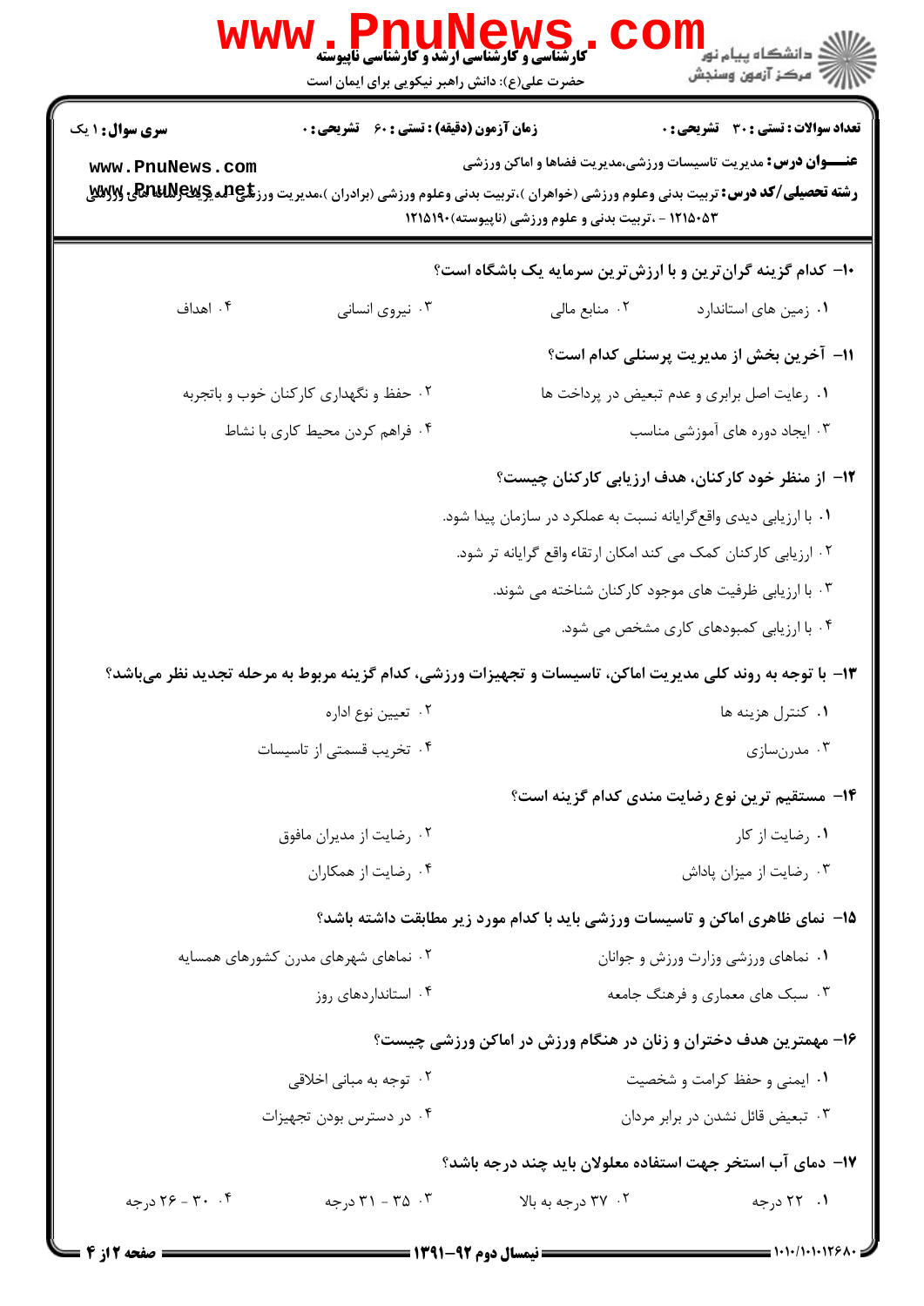**سری سوال:** ۱ یک　　**زمان آزمون (دقیقه) : تستی : ۶۰ تشریحی : ۰**　　**تعداد سوالات : تستی : ۳۰ تشریحی : ۰**

**عنـــوان درس:** مدیریت تاسیسات ورزشی،مدیریت فضاها و اماکن ورزشی

**رشته تحصیلی/کد درس:** تربیت بدنی وعلوم ورزشی (خواهران )،تربیت بدنی وعلوم ورزشی (برادران )،مدیریت ورزشی،مدیریت ورزشی گرایش ۱۲۱۵۰۵۳ - ،تربیت بدنی و علوم ورزشی (ناپیوسته)۱۲۱۵۱۹۰

**۱۰- کدام گزینه گران‌ترین و با ارزش‌ترین سرمایه یک باشگاه است؟**

۱. زمین های استاندارد　　۲. منابع مالی　　۳. نیروی انسانی　　۴. اهداف

**۱۱- آخرین بخش از مدیریت پرسنلی کدام است؟**

۱. رعایت اصل برابری و عدم تبعیض در پرداخت ها
۲. حفظ و نگهداری کارکنان خوب و باتجربه
۳. ایجاد دوره های آموزشی مناسب
۴. فراهم کردن محیط کاری با نشاط

**۱۲- از منظر خود کارکنان، هدف ارزیابی کارکنان چیست؟**

۱. با ارزیابی دیدی واقع‌گرایانه نسبت به عملکرد در سازمان پیدا شود.
۲. ارزیابی کارکنان کمک می کند امکان ارتقاء واقع گرایانه تر شود.
۳. با ارزیابی ظرفیت های موجود کارکنان شناخته می شوند.
۴. با ارزیابی کمبودهای کاری مشخص می شود.

**۱۳- با توجه به روند کلی مدیریت اماکن، تاسیسات و تجهیزات ورزشی، کدام گزینه مربوط به مرحله تجدید نظر می‌باشد؟**

۱. کنترل هزینه ها
۲. تعیین نوع اداره
۳. مدرن‌سازی
۴. تخریب قسمتی از تاسیسات

**۱۴- مستقیم ترین نوع رضایت مندی کدام گزینه است؟**

۱. رضایت از کار
۲. رضایت از مدیران مافوق
۳. رضایت از میزان پاداش
۴. رضایت از همکاران

**۱۵- نمای ظاهری اماکن و تاسیسات ورزشی باید با کدام مورد زیر مطابقت داشته باشد؟**

۱. نماهای ورزشی وزارت ورزش و جوانان
۲. نماهای شهرهای مدرن کشورهای همسایه
۳. سبک های معماری و فرهنگ جامعه
۴. استانداردهای روز

**۱۶- مهمترین هدف دختران و زنان در هنگام ورزش در اماکن ورزشی چیست؟**

۱. ایمنی و حفظ کرامت و شخصیت
۲. توجه به مبانی اخلاقی
۳. تبعیض قائل نشدن در برابر مردان
۴. در دسترس بودن تجهیزات

**۱۷- دمای آب استخر جهت استفاده معلولان باید چند درجه باشد؟**

۱. ۲۲ درجه　　۲. ۳۷ درجه به بالا　　۳. ۳۵ - ۳۱ درجه　　۴. ۳۰ - ۲۶ درجه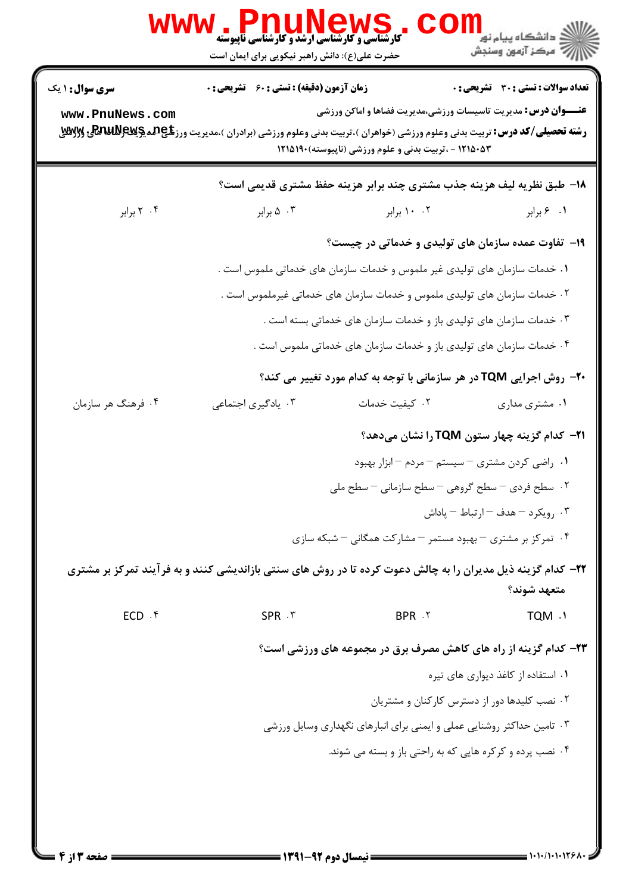**سری سؤال:** ۱ یک | **زمان آزمون (دقیقه):** تستی: ۶۰ تشریحی: ۰ | **تعداد سوالات:** تستی: ۳۰ تشریحی: ۰

**عنـــوان درس:** مدیریت تاسیسات ورزشی،مدیریت فضاها و اماکن ورزشی

**رشته تحصیلی/کد درس:** تربیت بدنی وعلوم ورزشی (خواهران )،تربیت بدنی وعلوم ورزشی (برادران )،مدیریت ورزشی،مدیریت رسانه های ورزشی ۱۲۱۵۰۵۳ - ،تربیت بدنی و علوم ورزشی (ناپیوسته)۱۲۱۵۱۹۰

۱۸- طبق نظریه لیف هزینه جذب مشتری چند برابر هزینه حفظ مشتری قدیمی است؟

۱. ۶ برابر
۲. ۱۰ برابر
۳. ۵ برابر
۴. ۲ برابر

۱۹- تفاوت عمده سازمان های تولیدی و خدماتی در چیست؟

۱. خدمات سازمان های تولیدی غیر ملموس و خدمات سازمان های خدماتی ملموس است .
۲. خدمات سازمان های تولیدی ملموس و خدمات سازمان های خدماتی غیرملموس است .
۳. خدمات سازمان های تولیدی باز و خدمات سازمان های خدماتی بسته است .
۴. خدمات سازمان های تولیدی باز و خدمات سازمان های خدماتی ملموس است .

۲۰- روش اجرایی TQM در هر سازمانی با توجه به کدام مورد تغییر می کند؟

۱. مشتری مداری
۲. کیفیت خدمات
۳. یادگیری اجتماعی
۴. فرهنگ هر سازمان

۲۱- کدام گزینه چهار ستون TQM را نشان می‌دهد؟

۱. راضی کردن مشتری – سیستم – مردم – ابزار بهبود
۲. سطح فردی – سطح گروهی – سطح سازمانی – سطح ملی
۳. رویکرد – هدف – ارتباط – پاداش
۴. تمرکز بر مشتری – بهبود مستمر – مشارکت همگانی – شبکه سازی

۲۲- کدام گزینه ذیل مدیران را به چالش دعوت کرده تا در روش های سنتی بازاندیشی کنند و به فرآیند تمرکز بر مشتری متعهد شوند؟

۱. TQM
۲. BPR
۳. SPR
۴. ECD

۲۳- کدام گزینه از راه های کاهش مصرف برق در مجموعه های ورزشی است؟

۱. استفاده از کاغذ دیواری های تیره
۲. نصب کلیدها دور از دسترس کارکنان و مشتریان
۳. تامین حداکثر روشنایی عملی و ایمنی برای انبارهای نگهداری وسایل ورزشی
۴. نصب پرده و کرکره هایی که به راحتی باز و بسته می شوند.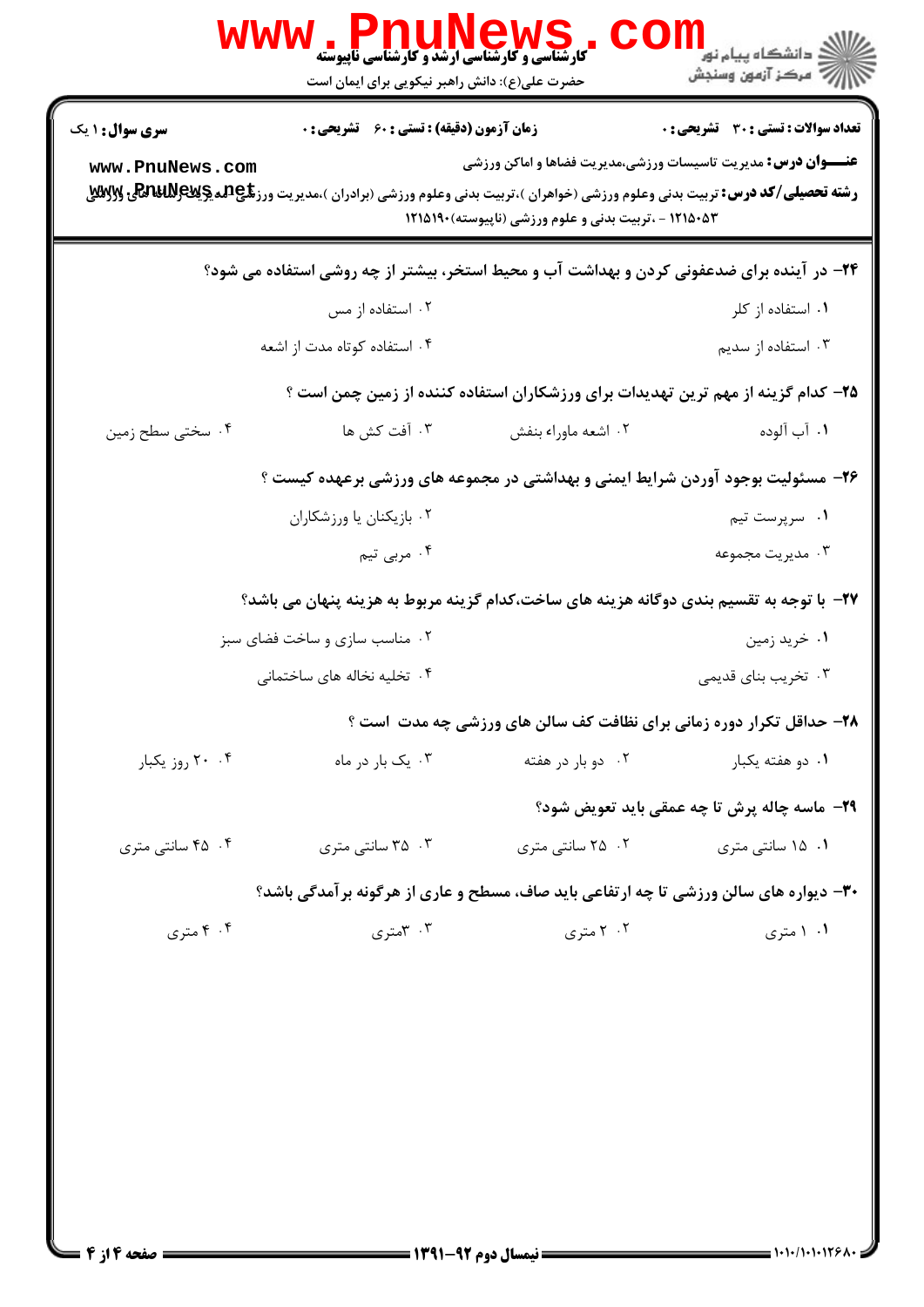**سری سوال:** ۱ یک

**زمان آزمون (دقیقه) : تستی : ۶۰ تشریحی : ۰**

**تعداد سوالات : تستی : ۳۰ تشریحی : ۰**

**عنـــوان درس:** مدیریت تاسیسات ورزشی،مدیریت فضاها و اماکن ورزشی

**رشته تحصیلی/کد درس:** تربیت بدنی وعلوم ورزشی (خواهران )،تربیت بدنی وعلوم ورزشی (برادران )،مدیریت ورزشی،مدیریت رسانه های ورزشی ۱۲۱۵۰۵۳ - ،تربیت بدنی و علوم ورزشی (ناپیوسته)۱۲۱۵۱۹۰

**۲۴- در آینده برای ضدعفونی کردن و بهداشت آب و محیط استخر، بیشتر از چه روشی استفاده می شود؟**

۱. استفاده از کلر
۲. استفاده از مس
۳. استفاده از سدیم
۴. استفاده کوتاه مدت از اشعه

**۲۵- کدام گزینه از مهم ترین تهدیدات برای ورزشکاران استفاده کننده از زمین چمن است ؟**

۱. آب آلوده
۲. اشعه ماوراء بنفش
۳. آفت کش ها
۴. سختی سطح زمین

**۲۶- مسئولیت بوجود آوردن شرایط ایمنی و بهداشتی در مجموعه های ورزشی برعهده کیست ؟**

۱. سرپرست تیم
۲. بازیکنان یا ورزشکاران
۳. مدیریت مجموعه
۴. مربی تیم

**۲۷- با توجه به تقسیم بندی دوگانه هزینه های ساخت،کدام گزینه مربوط به هزینه پنهان می باشد؟**

۱. خرید زمین
۲. مناسب سازی و ساخت فضای سبز
۳. تخریب بنای قدیمی
۴. تخلیه نخاله های ساختمانی

**۲۸- حداقل تکرار دوره زمانی برای نظافت کف سالن های ورزشی چه مدت است ؟**

۱. دو هفته یکبار
۲. دو بار در هفته
۳. یک بار در ماه
۴. ۲۰ روز یکبار

**۲۹- ماسه چاله پرش تا چه عمقی باید تعویض شود؟**

۱. ۱۵ سانتی متری
۲. ۲۵ سانتی متری
۳. ۳۵ سانتی متری
۴. ۴۵ سانتی متری

**۳۰- دیواره های سالن ورزشی تا چه ارتفاعی باید صاف، مسطح و عاری از هرگونه برآمدگی باشد؟**

۱. ۱ متری
۲. ۲ متری
۳. ۳متری
۴. ۴ متری